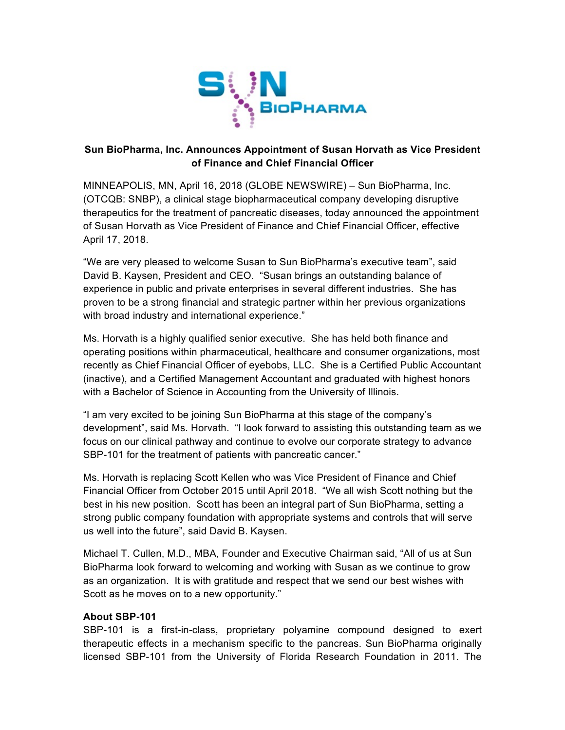# Sun BioPharma, Inc. Announces Appointment of Susan Horvath as Vice President of Finance and Chief Financial Officer

MINNEAPOLIS, MN, April 16, 2018 (GLOBE NEWSWIRE) – Sun BioPharma, Inc. (OTCQB: SNBP), a clinical stage biopharmaceutical company developing disruptive therapeutics for the treatment of pancreatic diseases, today announced the appointment of Susan Horvath as Vice President of Finance and Chief Financial Officer, effective April 17, 2018.

"We are very pleased to welcome Susan to Sun BioPharma's executive team", said David B. Kaysen, President and CEO. "Susan brings an outstanding balance of experience in public and private enterprises in several different industries. She has proven to be a strong financial and strategic partner within her previous organizations with broad industry and international experience."

Ms. Horvath is a highly qualified senior executive. She has held both finance and operating positions within pharmaceutical, healthcare and consumer organizations, most recently as Chief Financial Officer of eyebobs, LLC. She is a Certified Public Accountant (inactive), and a Certified Management Accountant and graduated with highest honors with a Bachelor of Science in Accounting from the University of Illinois.

"I am very excited to be joining Sun BioPharma at this stage of the company's development", said Ms. Horvath. "I look forward to assisting this outstanding team as we focus on our clinical pathway and continue to evolve our corporate strategy to advance SBP-101 for the treatment of patients with pancreatic cancer."

Ms. Horvath is replacing Scott Kellen who was Vice President of Finance and Chief Financial Officer from October 2015 until April 2018. "We all wish Scott nothing but the best in his new position. Scott has been an integral part of Sun BioPharma, setting a strong public company foundation with appropriate systems and controls that will serve us well into the future", said David B. Kaysen.

Michael T. Cullen, M.D., MBA, Founder and Executive Chairman said, "All of us at Sun BioPharma look forward to welcoming and working with Susan as we continue to grow as an organization. It is with gratitude and respect that we send our best wishes with Scott as he moves on to a new opportunity."

**About SBP-101**

SBP-101 is a first-in-class, proprietary polyamine compound designed to exert therapeutic effects in a mechanism specific to the pancreas. Sun BioPharma originally licensed SBP-101 from the University of Florida Research Foundation in 2011. The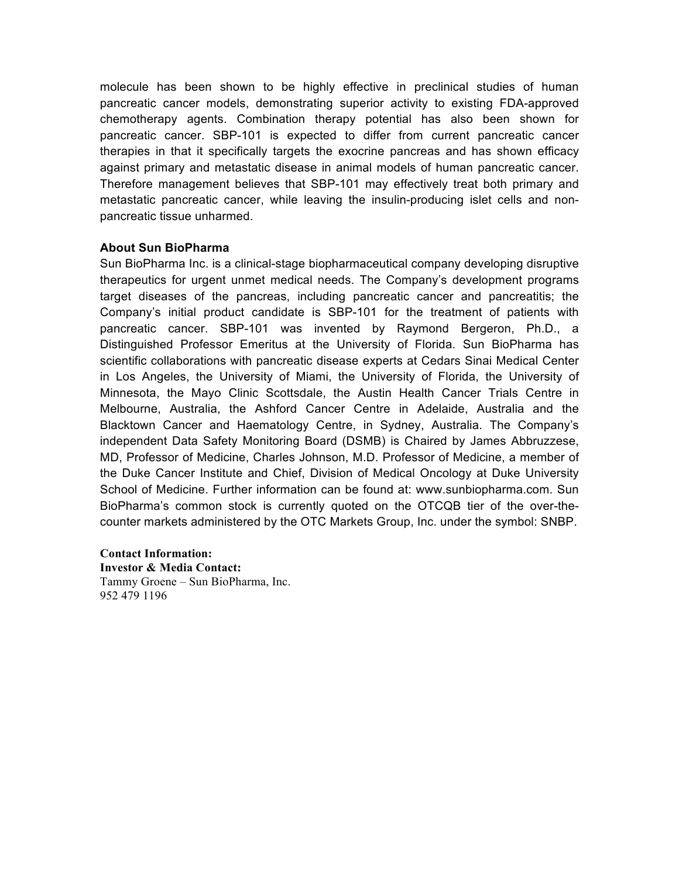molecule has been shown to be highly effective in preclinical studies of human pancreatic cancer models, demonstrating superior activity to existing FDA-approved chemotherapy agents. Combination therapy potential has also been shown for pancreatic cancer. SBP-101 is expected to differ from current pancreatic cancer therapies in that it specifically targets the exocrine pancreas and has shown efficacy against primary and metastatic disease in animal models of human pancreatic cancer. Therefore management believes that SBP-101 may effectively treat both primary and metastatic pancreatic cancer, while leaving the insulin-producing islet cells and non-pancreatic tissue unharmed.

**About Sun BioPharma**

Sun BioPharma Inc. is a clinical-stage biopharmaceutical company developing disruptive therapeutics for urgent unmet medical needs. The Company's development programs target diseases of the pancreas, including pancreatic cancer and pancreatitis; the Company's initial product candidate is SBP-101 for the treatment of patients with pancreatic cancer. SBP-101 was invented by Raymond Bergeron, Ph.D., a Distinguished Professor Emeritus at the University of Florida. Sun BioPharma has scientific collaborations with pancreatic disease experts at Cedars Sinai Medical Center in Los Angeles, the University of Miami, the University of Florida, the University of Minnesota, the Mayo Clinic Scottsdale, the Austin Health Cancer Trials Centre in Melbourne, Australia, the Ashford Cancer Centre in Adelaide, Australia and the Blacktown Cancer and Haematology Centre, in Sydney, Australia. The Company's independent Data Safety Monitoring Board (DSMB) is Chaired by James Abbruzzese, MD, Professor of Medicine, Charles Johnson, M.D. Professor of Medicine, a member of the Duke Cancer Institute and Chief, Division of Medical Oncology at Duke University School of Medicine. Further information can be found at: www.sunbiopharma.com. Sun BioPharma's common stock is currently quoted on the OTCQB tier of the over-the-counter markets administered by the OTC Markets Group, Inc. under the symbol: SNBP.

**Contact Information:**
**Investor & Media Contact:**
Tammy Groene – Sun BioPharma, Inc.
952 479 1196